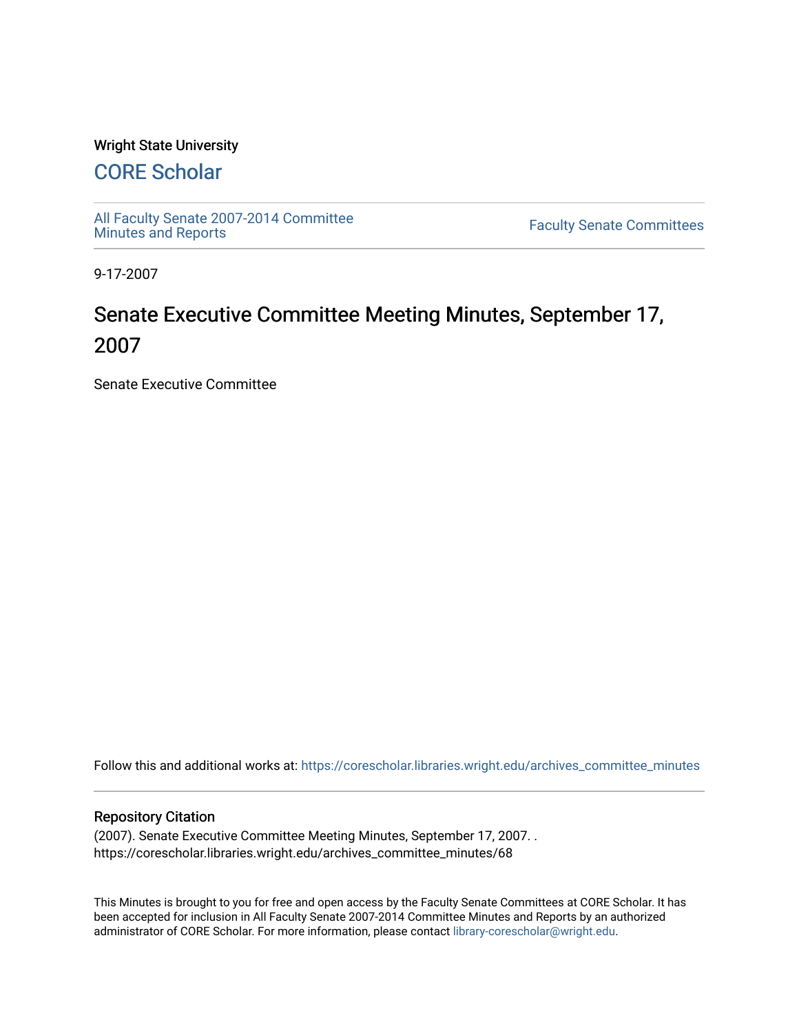Wright State University

## CORE Scholar

All Faculty Senate 2007-2014 Committee Minutes and Reports

Faculty Senate Committees

9-17-2007

# Senate Executive Committee Meeting Minutes, September 17, 2007

Senate Executive Committee

Follow this and additional works at: https://corescholar.libraries.wright.edu/archives_committee_minutes

### Repository Citation

(2007). Senate Executive Committee Meeting Minutes, September 17, 2007. .
https://corescholar.libraries.wright.edu/archives_committee_minutes/68

This Minutes is brought to you for free and open access by the Faculty Senate Committees at CORE Scholar. It has been accepted for inclusion in All Faculty Senate 2007-2014 Committee Minutes and Reports by an authorized administrator of CORE Scholar. For more information, please contact library-corescholar@wright.edu.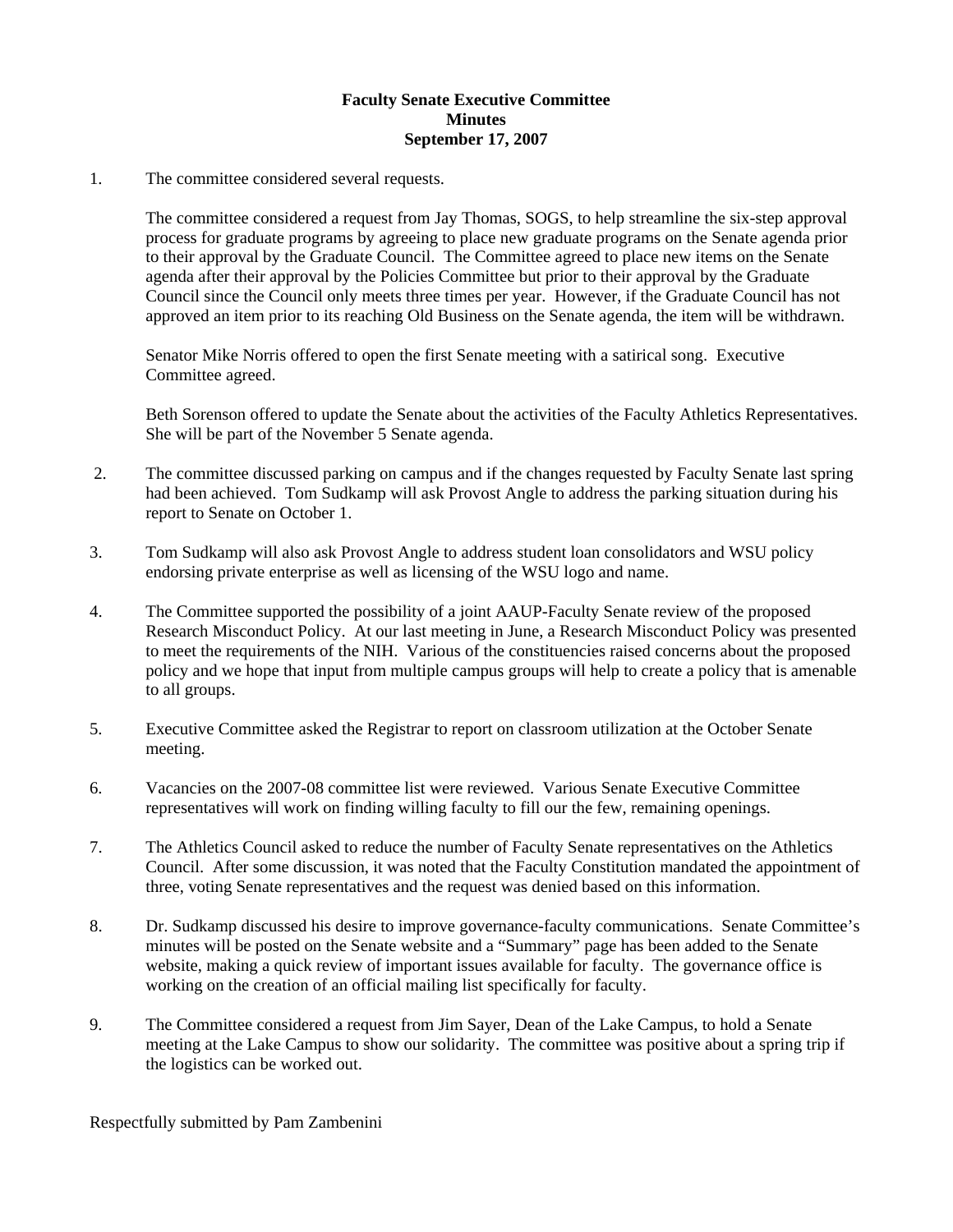**Faculty Senate Executive Committee**
**Minutes**
**September 17, 2007**

1. The committee considered several requests.

   The committee considered a request from Jay Thomas, SOGS, to help streamline the six-step approval process for graduate programs by agreeing to place new graduate programs on the Senate agenda prior to their approval by the Graduate Council. The Committee agreed to place new items on the Senate agenda after their approval by the Policies Committee but prior to their approval by the Graduate Council since the Council only meets three times per year. However, if the Graduate Council has not approved an item prior to its reaching Old Business on the Senate agenda, the item will be withdrawn.

   Senator Mike Norris offered to open the first Senate meeting with a satirical song. Executive Committee agreed.

   Beth Sorenson offered to update the Senate about the activities of the Faculty Athletics Representatives. She will be part of the November 5 Senate agenda.

2. The committee discussed parking on campus and if the changes requested by Faculty Senate last spring had been achieved. Tom Sudkamp will ask Provost Angle to address the parking situation during his report to Senate on October 1.

3. Tom Sudkamp will also ask Provost Angle to address student loan consolidators and WSU policy endorsing private enterprise as well as licensing of the WSU logo and name.

4. The Committee supported the possibility of a joint AAUP-Faculty Senate review of the proposed Research Misconduct Policy. At our last meeting in June, a Research Misconduct Policy was presented to meet the requirements of the NIH. Various of the constituencies raised concerns about the proposed policy and we hope that input from multiple campus groups will help to create a policy that is amenable to all groups.

5. Executive Committee asked the Registrar to report on classroom utilization at the October Senate meeting.

6. Vacancies on the 2007-08 committee list were reviewed. Various Senate Executive Committee representatives will work on finding willing faculty to fill our the few, remaining openings.

7. The Athletics Council asked to reduce the number of Faculty Senate representatives on the Athletics Council. After some discussion, it was noted that the Faculty Constitution mandated the appointment of three, voting Senate representatives and the request was denied based on this information.

8. Dr. Sudkamp discussed his desire to improve governance-faculty communications. Senate Committee's minutes will be posted on the Senate website and a "Summary" page has been added to the Senate website, making a quick review of important issues available for faculty. The governance office is working on the creation of an official mailing list specifically for faculty.

9. The Committee considered a request from Jim Sayer, Dean of the Lake Campus, to hold a Senate meeting at the Lake Campus to show our solidarity. The committee was positive about a spring trip if the logistics can be worked out.

Respectfully submitted by Pam Zambenini